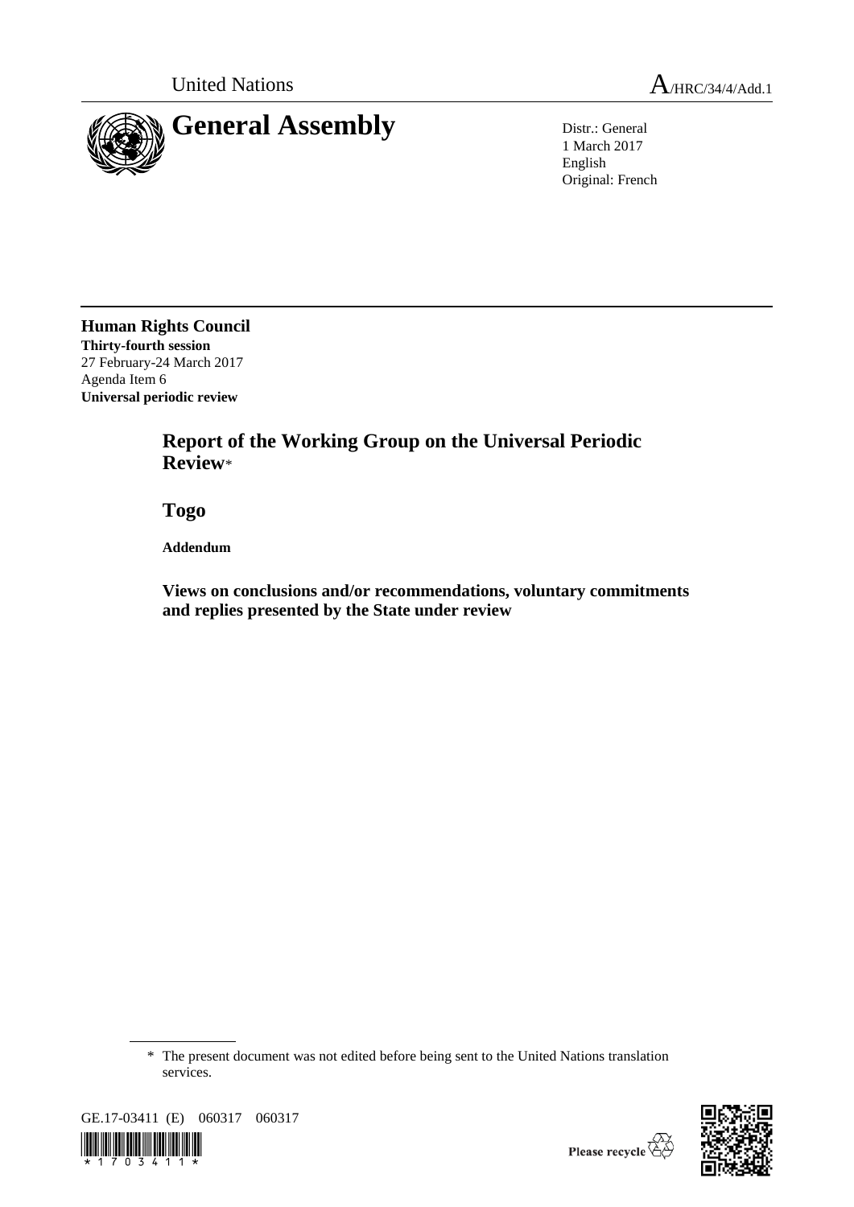United Nations A/HRC/34/4/Add.1

# General Assembly

Distr.: General
1 March 2017
English
Original: French

**Human Rights Council**
**Thirty-fourth session**
27 February-24 March 2017
Agenda Item 6
**Universal periodic review**

## Report of the Working Group on the Universal Periodic Review*

## Togo

**Addendum**

### Views on conclusions and/or recommendations, voluntary commitments and replies presented by the State under review

\* The present document was not edited before being sent to the United Nations translation services.

GE.17-03411 (E) 060317 060317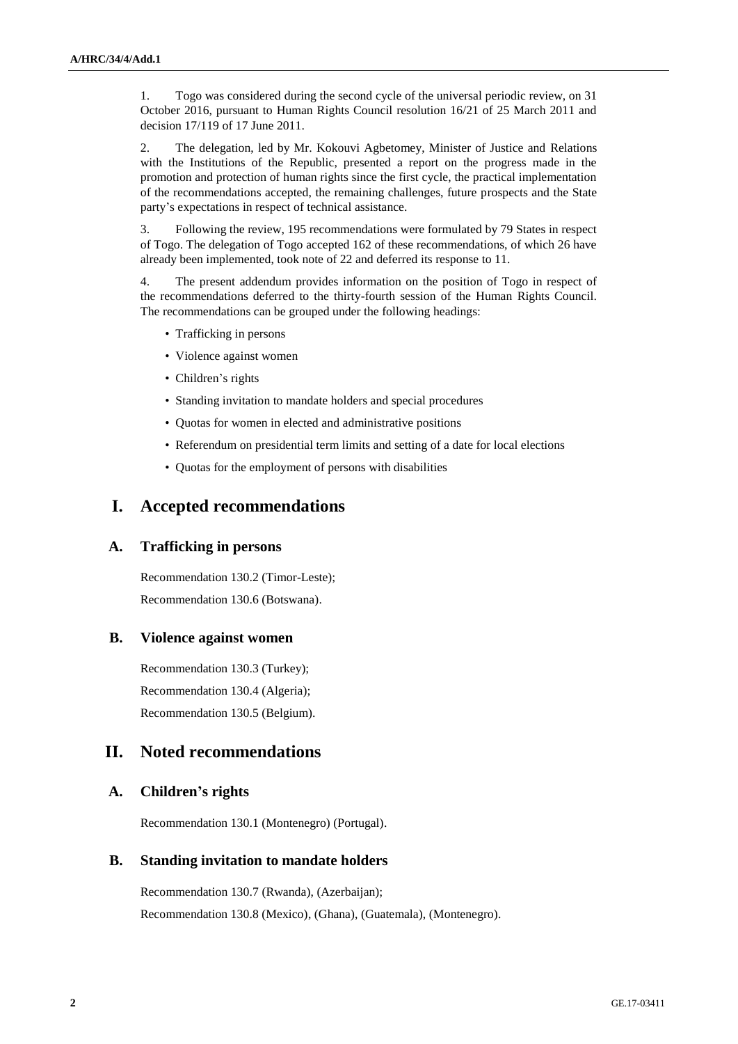1. Togo was considered during the second cycle of the universal periodic review, on 31 October 2016, pursuant to Human Rights Council resolution 16/21 of 25 March 2011 and decision 17/119 of 17 June 2011.

2. The delegation, led by Mr. Kokouvi Agbetomey, Minister of Justice and Relations with the Institutions of the Republic, presented a report on the progress made in the promotion and protection of human rights since the first cycle, the practical implementation of the recommendations accepted, the remaining challenges, future prospects and the State party's expectations in respect of technical assistance.

3. Following the review, 195 recommendations were formulated by 79 States in respect of Togo. The delegation of Togo accepted 162 of these recommendations, of which 26 have already been implemented, took note of 22 and deferred its response to 11.

4. The present addendum provides information on the position of Togo in respect of the recommendations deferred to the thirty-fourth session of the Human Rights Council. The recommendations can be grouped under the following headings:

- Trafficking in persons
- Violence against women
- Children's rights
- Standing invitation to mandate holders and special procedures
- Quotas for women in elected and administrative positions
- Referendum on presidential term limits and setting of a date for local elections
- Quotas for the employment of persons with disabilities

# I. Accepted recommendations

## A. Trafficking in persons

Recommendation 130.2 (Timor-Leste);

Recommendation 130.6 (Botswana).

## B. Violence against women

Recommendation 130.3 (Turkey);

Recommendation 130.4 (Algeria);

Recommendation 130.5 (Belgium).

# II. Noted recommendations

## A. Children's rights

Recommendation 130.1 (Montenegro) (Portugal).

## B. Standing invitation to mandate holders

Recommendation 130.7 (Rwanda), (Azerbaijan);

Recommendation 130.8 (Mexico), (Ghana), (Guatemala), (Montenegro).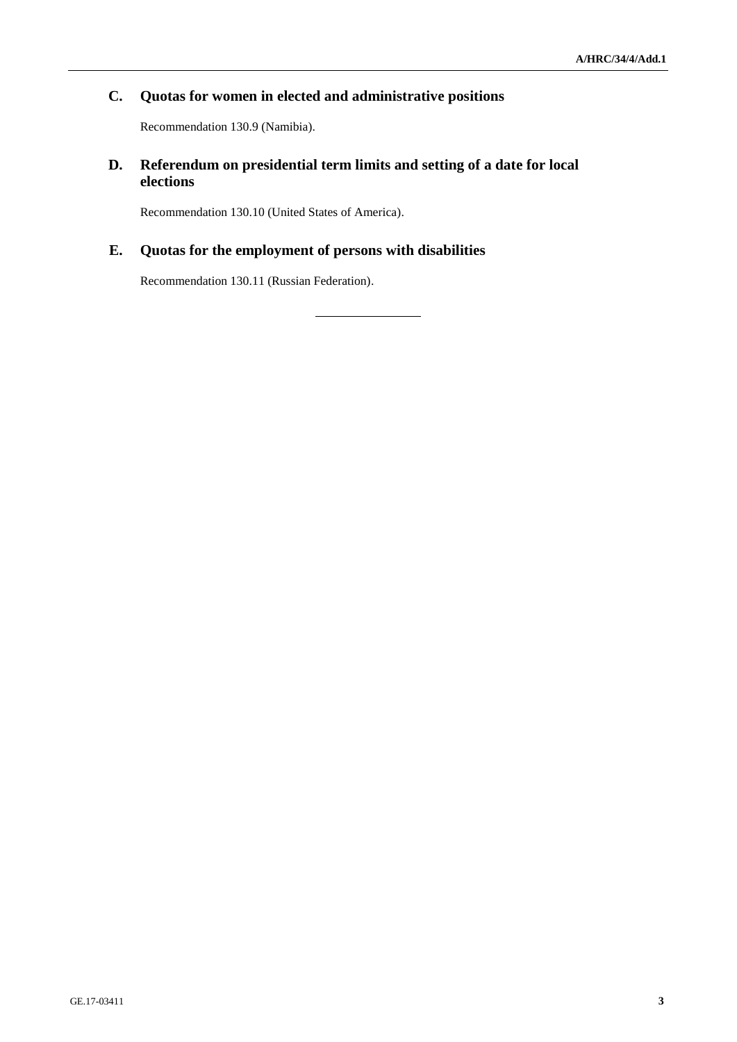## C. Quotas for women in elected and administrative positions

Recommendation 130.9 (Namibia).

## D. Referendum on presidential term limits and setting of a date for local elections

Recommendation 130.10 (United States of America).

## E. Quotas for the employment of persons with disabilities

Recommendation 130.11 (Russian Federation).